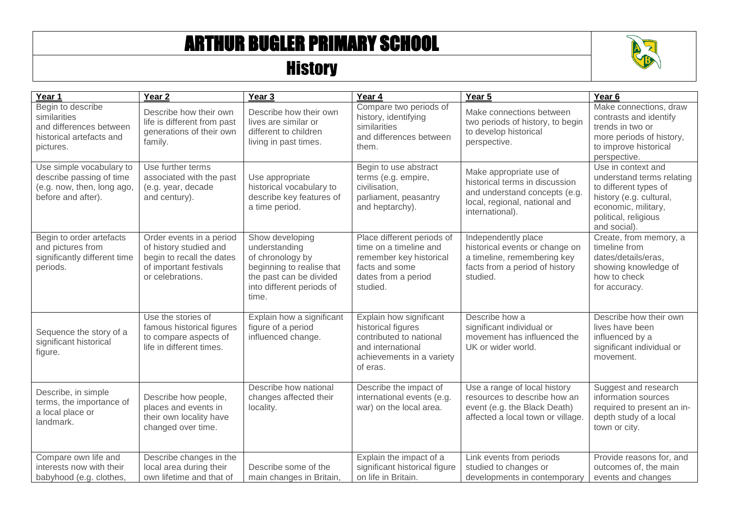# ARTHUR BUGLER PRIMARY SCHOOL

## History

| Year 1 | Year 2 | Year 3 | Year 4 | Year 5 | Year 6 |
|---|---|---|---|---|---|
| Begin to describe similarities and differences between historical artefacts and pictures. | Describe how their own life is different from past generations of their own family. | Describe how their own lives are similar or different to children living in past times. | Compare two periods of history, identifying similarities and differences between them. | Make connections between two periods of history, to begin to develop historical perspective. | Make connections, draw contrasts and identify trends in two or more periods of history, to improve historical perspective. |
| Use simple vocabulary to describe passing of time (e.g. now, then, long ago, before and after). | Use further terms associated with the past (e.g. year, decade and century). | Use appropriate historical vocabulary to describe key features of a time period. | Begin to use abstract terms (e.g. empire, civilisation, parliament, peasantry and heptarchy). | Make appropriate use of historical terms in discussion and understand concepts (e.g. local, regional, national and international). | Use in context and understand terms relating to different types of history (e.g. cultural, economic, military, political, religious and social). |
| Begin to order artefacts and pictures from significantly different time periods. | Order events in a period of history studied and begin to recall the dates of important festivals or celebrations. | Show developing understanding of chronology by beginning to realise that the past can be divided into different periods of time. | Place different periods of time on a timeline and remember key historical facts and some dates from a period studied. | Independently place historical events or change on a timeline, remembering key facts from a period of history studied. | Create, from memory, a timeline from dates/details/eras, showing knowledge of how to check for accuracy. |
| Sequence the story of a significant historical figure. | Use the stories of famous historical figures to compare aspects of life in different times. | Explain how a significant figure of a period influenced change. | Explain how significant historical figures contributed to national and international achievements in a variety of eras. | Describe how a significant individual or movement has influenced the UK or wider world. | Describe how their own lives have been influenced by a significant individual or movement. |
| Describe, in simple terms, the importance of a local place or landmark. | Describe how people, places and events in their own locality have changed over time. | Describe how national changes affected their locality. | Describe the impact of international events (e.g. war) on the local area. | Use a range of local history resources to describe how an event (e.g. the Black Death) affected a local town or village. | Suggest and research information sources required to present an in-depth study of a local town or city. |
| Compare own life and interests now with their babyhood (e.g. clothes, | Describe changes in the local area during their own lifetime and that of | Describe some of the main changes in Britain, | Explain the impact of a significant historical figure on life in Britain. | Link events from periods studied to changes or developments in contemporary | Provide reasons for, and outcomes of, the main events and changes |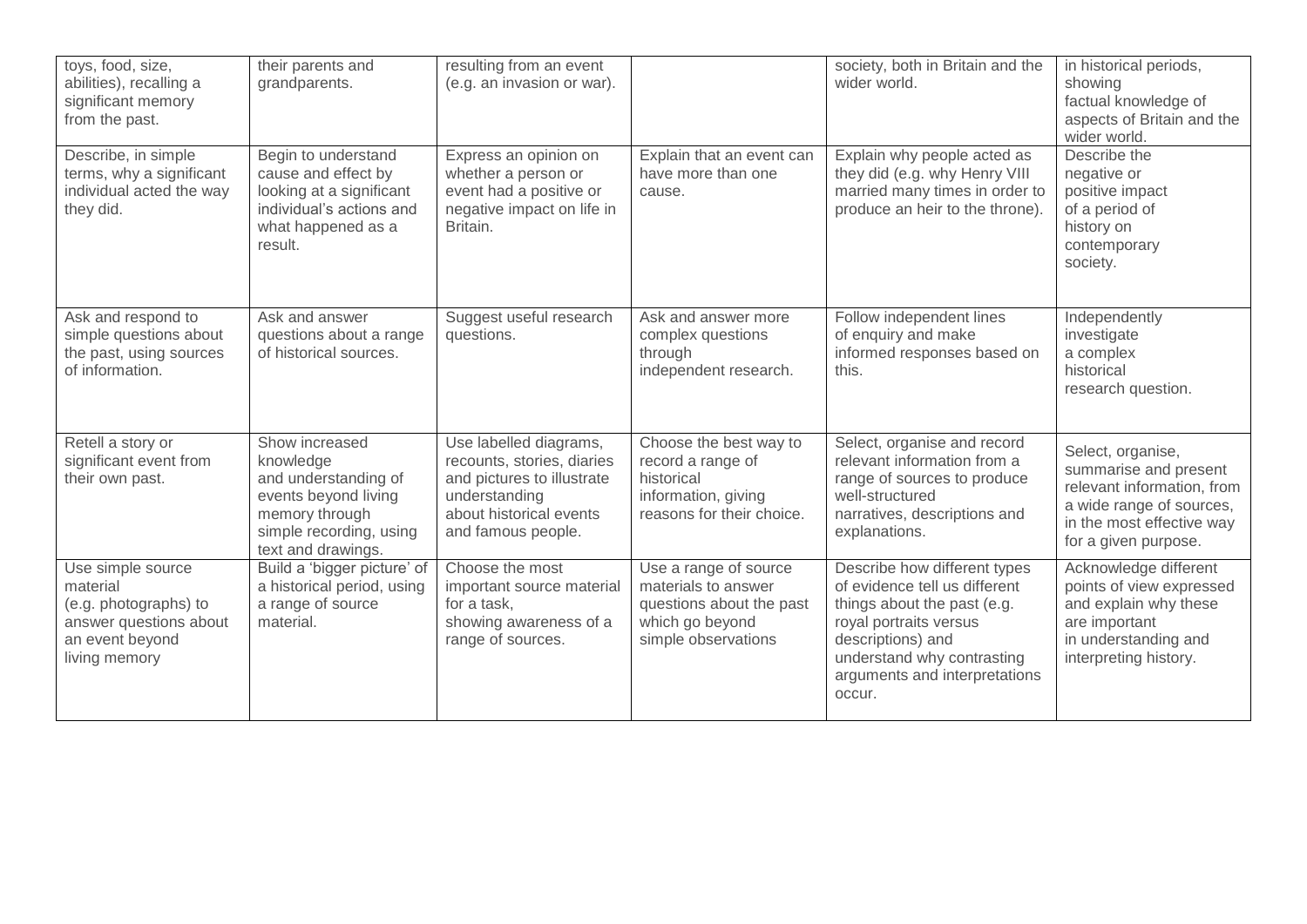| | | | | | |
|---|---|---|---|---|---|
| toys, food, size, abilities), recalling a significant memory from the past. | their parents and grandparents. | resulting from an event (e.g. an invasion or war). | | society, both in Britain and the wider world. | in historical periods, showing factual knowledge of aspects of Britain and the wider world. |
| Describe, in simple terms, why a significant individual acted the way they did. | Begin to understand cause and effect by looking at a significant individual's actions and what happened as a result. | Express an opinion on whether a person or event had a positive or negative impact on life in Britain. | Explain that an event can have more than one cause. | Explain why people acted as they did (e.g. why Henry VIII married many times in order to produce an heir to the throne). | Describe the negative or positive impact of a period of history on contemporary society. |
| Ask and respond to simple questions about the past, using sources of information. | Ask and answer questions about a range of historical sources. | Suggest useful research questions. | Ask and answer more complex questions through independent research. | Follow independent lines of enquiry and make informed responses based on this. | Independently investigate a complex historical research question. |
| Retell a story or significant event from their own past. | Show increased knowledge and understanding of events beyond living memory through simple recording, using text and drawings. | Use labelled diagrams, recounts, stories, diaries and pictures to illustrate understanding about historical events and famous people. | Choose the best way to record a range of historical information, giving reasons for their choice. | Select, organise and record relevant information from a range of sources to produce well-structured narratives, descriptions and explanations. | Select, organise, summarise and present relevant information, from a wide range of sources, in the most effective way for a given purpose. |
| Use simple source material (e.g. photographs) to answer questions about an event beyond living memory | Build a 'bigger picture' of a historical period, using a range of source material. | Choose the most important source material for a task, showing awareness of a range of sources. | Use a range of source materials to answer questions about the past which go beyond simple observations | Describe how different types of evidence tell us different things about the past (e.g. royal portraits versus descriptions) and understand why contrasting arguments and interpretations occur. | Acknowledge different points of view expressed and explain why these are important in understanding and interpreting history. |